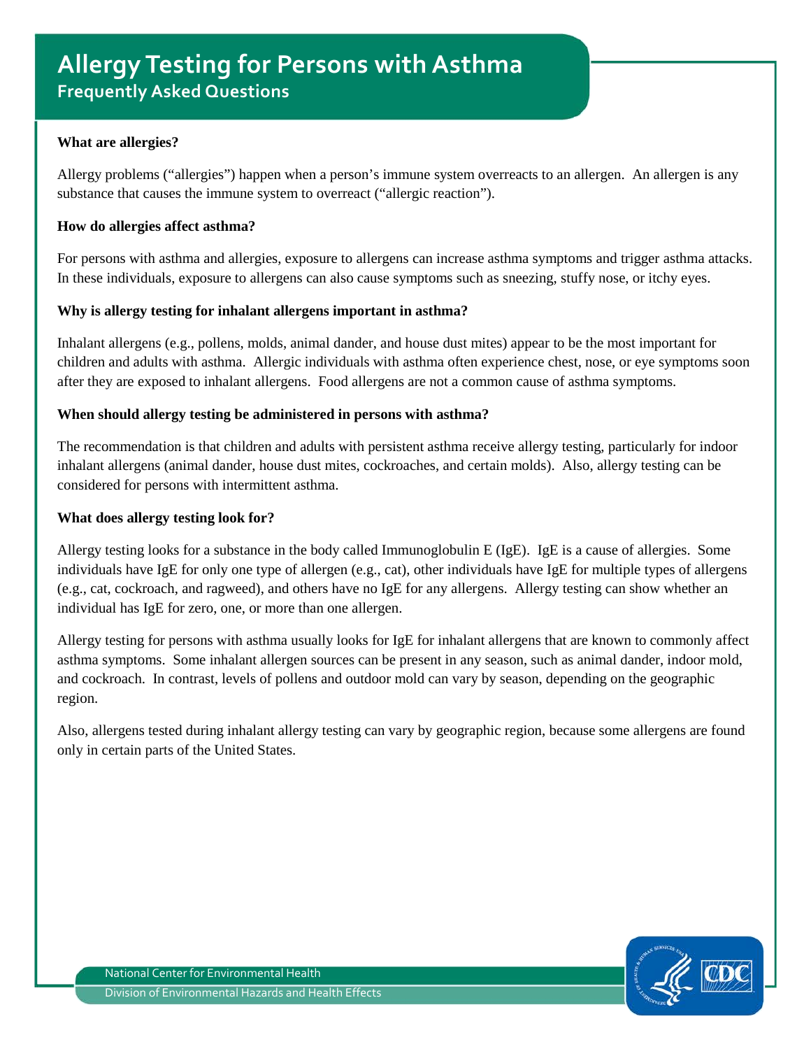# Allergy Testing for Persons with Asthma

## Frequently Asked Questions

**What are allergies?**

Allergy problems ("allergies") happen when a person's immune system overreacts to an allergen. An allergen is any substance that causes the immune system to overreact ("allergic reaction").

**How do allergies affect asthma?**

For persons with asthma and allergies, exposure to allergens can increase asthma symptoms and trigger asthma attacks. In these individuals, exposure to allergens can also cause symptoms such as sneezing, stuffy nose, or itchy eyes.

**Why is allergy testing for inhalant allergens important in asthma?**

Inhalant allergens (e.g., pollens, molds, animal dander, and house dust mites) appear to be the most important for children and adults with asthma. Allergic individuals with asthma often experience chest, nose, or eye symptoms soon after they are exposed to inhalant allergens. Food allergens are not a common cause of asthma symptoms.

**When should allergy testing be administered in persons with asthma?**

The recommendation is that children and adults with persistent asthma receive allergy testing, particularly for indoor inhalant allergens (animal dander, house dust mites, cockroaches, and certain molds). Also, allergy testing can be considered for persons with intermittent asthma.

**What does allergy testing look for?**

Allergy testing looks for a substance in the body called Immunoglobulin E (IgE). IgE is a cause of allergies. Some individuals have IgE for only one type of allergen (e.g., cat), other individuals have IgE for multiple types of allergens (e.g., cat, cockroach, and ragweed), and others have no IgE for any allergens. Allergy testing can show whether an individual has IgE for zero, one, or more than one allergen.

Allergy testing for persons with asthma usually looks for IgE for inhalant allergens that are known to commonly affect asthma symptoms. Some inhalant allergen sources can be present in any season, such as animal dander, indoor mold, and cockroach. In contrast, levels of pollens and outdoor mold can vary by season, depending on the geographic region.

Also, allergens tested during inhalant allergy testing can vary by geographic region, because some allergens are found only in certain parts of the United States.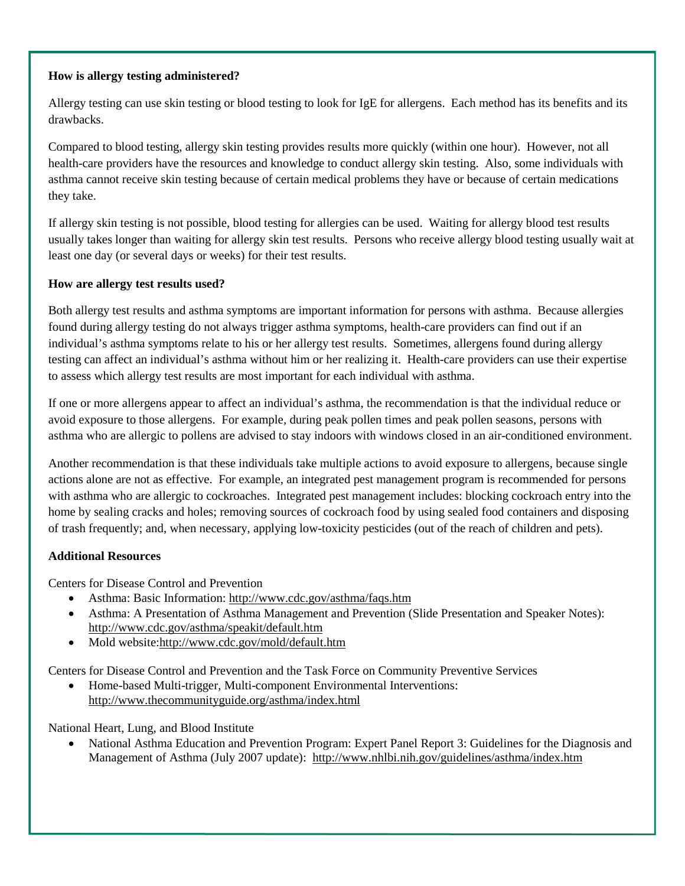**How is allergy testing administered?**

Allergy testing can use skin testing or blood testing to look for IgE for allergens. Each method has its benefits and its drawbacks.

Compared to blood testing, allergy skin testing provides results more quickly (within one hour). However, not all health-care providers have the resources and knowledge to conduct allergy skin testing. Also, some individuals with asthma cannot receive skin testing because of certain medical problems they have or because of certain medications they take.

If allergy skin testing is not possible, blood testing for allergies can be used. Waiting for allergy blood test results usually takes longer than waiting for allergy skin test results. Persons who receive allergy blood testing usually wait at least one day (or several days or weeks) for their test results.

**How are allergy test results used?**

Both allergy test results and asthma symptoms are important information for persons with asthma. Because allergies found during allergy testing do not always trigger asthma symptoms, health-care providers can find out if an individual's asthma symptoms relate to his or her allergy test results. Sometimes, allergens found during allergy testing can affect an individual's asthma without him or her realizing it. Health-care providers can use their expertise to assess which allergy test results are most important for each individual with asthma.

If one or more allergens appear to affect an individual's asthma, the recommendation is that the individual reduce or avoid exposure to those allergens. For example, during peak pollen times and peak pollen seasons, persons with asthma who are allergic to pollens are advised to stay indoors with windows closed in an air-conditioned environment.

Another recommendation is that these individuals take multiple actions to avoid exposure to allergens, because single actions alone are not as effective. For example, an integrated pest management program is recommended for persons with asthma who are allergic to cockroaches. Integrated pest management includes: blocking cockroach entry into the home by sealing cracks and holes; removing sources of cockroach food by using sealed food containers and disposing of trash frequently; and, when necessary, applying low-toxicity pesticides (out of the reach of children and pets).

**Additional Resources**

Centers for Disease Control and Prevention

- Asthma: Basic Information: http://www.cdc.gov/asthma/faqs.htm
- Asthma: A Presentation of Asthma Management and Prevention (Slide Presentation and Speaker Notes): http://www.cdc.gov/asthma/speakit/default.htm
- Mold website:http://www.cdc.gov/mold/default.htm

Centers for Disease Control and Prevention and the Task Force on Community Preventive Services

- Home-based Multi-trigger, Multi-component Environmental Interventions: http://www.thecommunityguide.org/asthma/index.html

National Heart, Lung, and Blood Institute

- National Asthma Education and Prevention Program: Expert Panel Report 3: Guidelines for the Diagnosis and Management of Asthma (July 2007 update): http://www.nhlbi.nih.gov/guidelines/asthma/index.htm